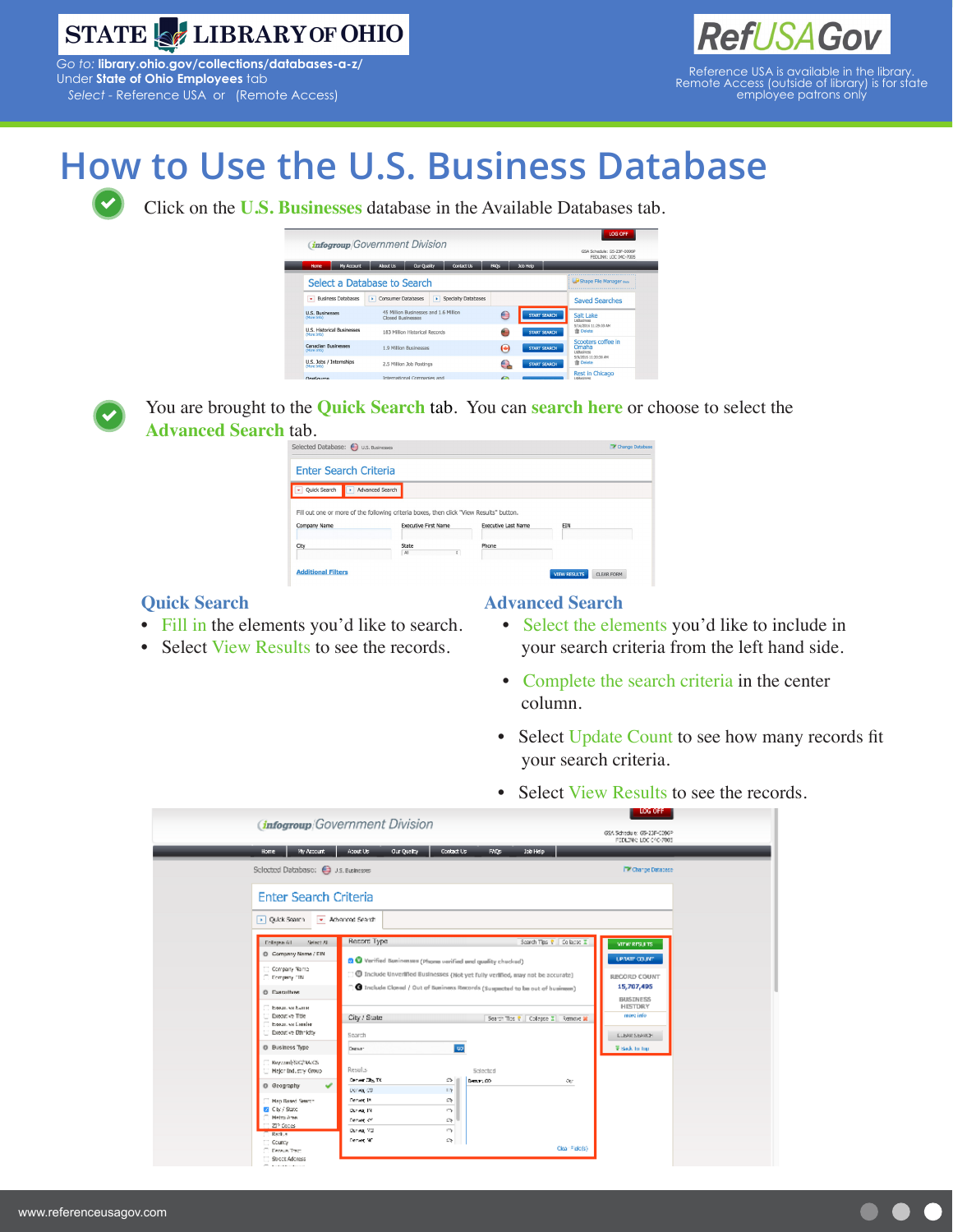STATE LIBRARY OF OHIO

*Go to:* **library.ohio.gov/collections/databases-a-z/**
Under **State of Ohio Employees** tab
*Select* - Reference USA or (Remote Access)

RefUSAGov

Reference USA is available in the library. Remote Access (outside of library) is for state employee patrons only

# How to Use the U.S. Business Database

Click on the **U.S. Businesses** database in the Available Databases tab.

You are brought to the **Quick Search** tab. You can **search here** or choose to select the **Advanced Search** tab.

## Quick Search

- Fill in the elements you'd like to search.
- Select View Results to see the records.

## Advanced Search

- Select the elements you'd like to include in your search criteria from the left hand side.
- Complete the search criteria in the center column.
- Select Update Count to see how many records fit your search criteria.
- Select View Results to see the records.

www.referenceusagov.com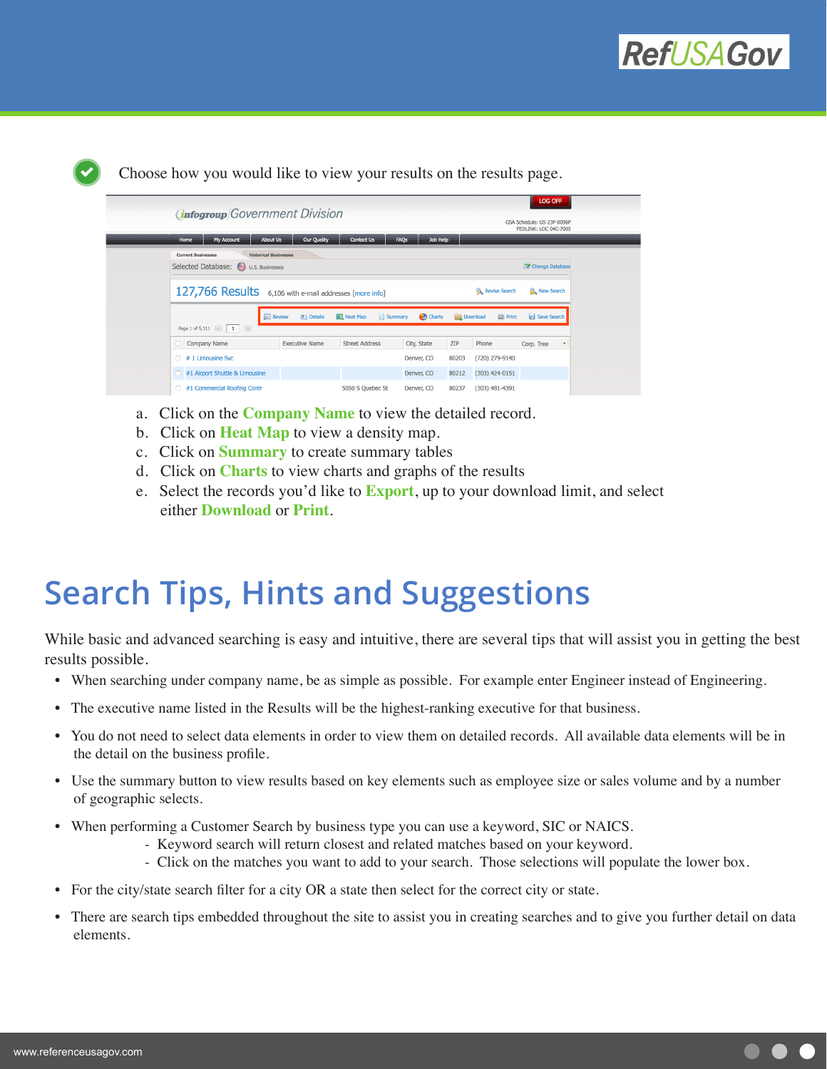Choose how you would like to view your results on the results page.

a. Click on the **Company Name** to view the detailed record.
b. Click on **Heat Map** to view a density map.
c. Click on **Summary** to create summary tables
d. Click on **Charts** to view charts and graphs of the results
e. Select the records you'd like to **Export**, up to your download limit, and select either **Download** or **Print**.

# Search Tips, Hints and Suggestions

While basic and advanced searching is easy and intuitive, there are several tips that will assist you in getting the best results possible.

- When searching under company name, be as simple as possible. For example enter Engineer instead of Engineering.
- The executive name listed in the Results will be the highest-ranking executive for that business.
- You do not need to select data elements in order to view them on detailed records. All available data elements will be in the detail on the business profile.
- Use the summary button to view results based on key elements such as employee size or sales volume and by a number of geographic selects.
- When performing a Customer Search by business type you can use a keyword, SIC or NAICS.
  - Keyword search will return closest and related matches based on your keyword.
  - Click on the matches you want to add to your search. Those selections will populate the lower box.
- For the city/state search filter for a city OR a state then select for the correct city or state.
- There are search tips embedded throughout the site to assist you in creating searches and to give you further detail on data elements.